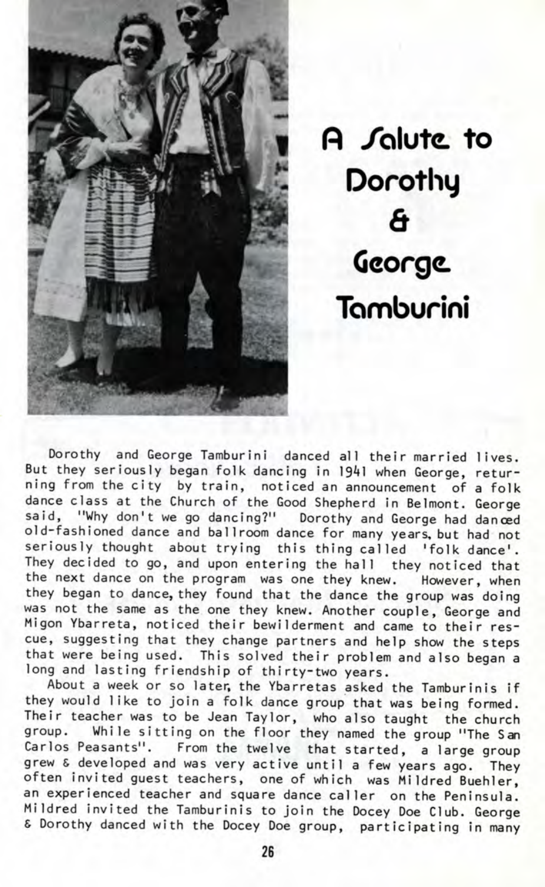# A Salute to Dorothy & George Tamburini

Dorothy and George Tamburini danced all their married lives. But they seriously began folk dancing in 1941 when George, returning from the city by train, noticed an announcement of a folk dance class at the Church of the Good Shepherd in Belmont. George said, "Why don't we go dancing?" Dorothy and George had danced old-fashioned dance and ballroom dance for many years, but had not seriously thought about trying this thing called 'folk dance'. They decided to go, and upon entering the hall they noticed that the next dance on the program was one they knew. However, when they began to dance, they found that the dance the group was doing was not the same as the one they knew. Another couple, George and Migon Ybarreta, noticed their bewilderment and came to their rescue, suggesting that they change partners and help show the steps that were being used. This solved their problem and also began a long and lasting friendship of thirty-two years.

About a week or so later, the Ybarretas asked the Tamburinis if they would like to join a folk dance group that was being formed. Their teacher was to be Jean Taylor, who also taught the church group. While sitting on the floor they named the group "The San Carlos Peasants". From the twelve that started, a large group grew & developed and was very active until a few years ago. They often invited guest teachers, one of which was Mildred Buehler, an experienced teacher and square dance caller on the Peninsula. Mildred invited the Tamburinis to join the Docey Doe Club. George & Dorothy danced with the Docey Doe group, participating in many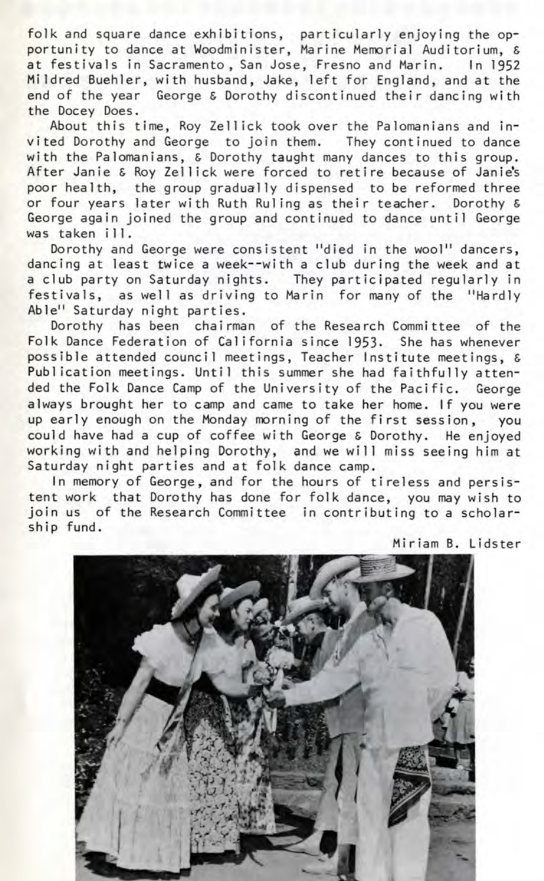folk and square dance exhibitions, particularly enjoying the opportunity to dance at Woodminister, Marine Memorial Auditorium, & at festivals in Sacramento, San Jose, Fresno and Marin. In 1952 Mildred Buehler, with husband, Jake, left for England, and at the end of the year George & Dorothy discontinued their dancing with the Docey Does.

About this time, Roy Zellick took over the Palomanians and invited Dorothy and George to join them. They continued to dance with the Palomanians, & Dorothy taught many dances to this group. After Janie & Roy Zellick were forced to retire because of Janie's poor health, the group gradually dispensed to be reformed three or four years later with Ruth Ruling as their teacher. Dorothy & George again joined the group and continued to dance until George was taken ill.

Dorothy and George were consistent "died in the wool" dancers, dancing at least twice a week--with a club during the week and at a club party on Saturday nights. They participated regularly in festivals, as well as driving to Marin for many of the "Hardly Able" Saturday night parties.

Dorothy has been chairman of the Research Committee of the Folk Dance Federation of California since 1953. She has whenever possible attended council meetings, Teacher Institute meetings, & Publication meetings. Until this summer she had faithfully attended the Folk Dance Camp of the University of the Pacific. George always brought her to camp and came to take her home. If you were up early enough on the Monday morning of the first session, you could have had a cup of coffee with George & Dorothy. He enjoyed working with and helping Dorothy, and we will miss seeing him at Saturday night parties and at folk dance camp.

In memory of George, and for the hours of tireless and persistent work that Dorothy has done for folk dance, you may wish to join us of the Research Committee in contributing to a scholarship fund.

Miriam B. Lidster